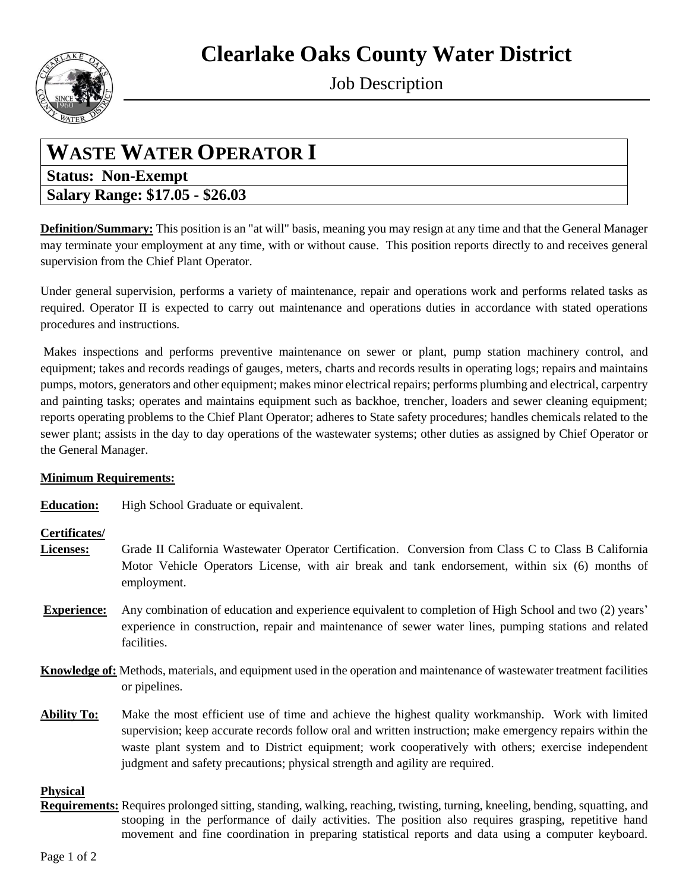# Clearlake Oaks County Water District

Job Description

## WASTE WATER OPERATOR I

**Status: Non-Exempt**

**Salary Range: $17.05 - $26.03**

**Definition/Summary:** This position is an "at will" basis, meaning you may resign at any time and that the General Manager may terminate your employment at any time, with or without cause. This position reports directly to and receives general supervision from the Chief Plant Operator.

Under general supervision, performs a variety of maintenance, repair and operations work and performs related tasks as required. Operator II is expected to carry out maintenance and operations duties in accordance with stated operations procedures and instructions.

Makes inspections and performs preventive maintenance on sewer or plant, pump station machinery control, and equipment; takes and records readings of gauges, meters, charts and records results in operating logs; repairs and maintains pumps, motors, generators and other equipment; makes minor electrical repairs; performs plumbing and electrical, carpentry and painting tasks; operates and maintains equipment such as backhoe, trencher, loaders and sewer cleaning equipment; reports operating problems to the Chief Plant Operator; adheres to State safety procedures; handles chemicals related to the sewer plant; assists in the day to day operations of the wastewater systems; other duties as assigned by Chief Operator or the General Manager.

**Minimum Requirements:**

**Education:** High School Graduate or equivalent.

**Certificates/ Licenses:** Grade II California Wastewater Operator Certification. Conversion from Class C to Class B California Motor Vehicle Operators License, with air break and tank endorsement, within six (6) months of employment.

**Experience:** Any combination of education and experience equivalent to completion of High School and two (2) years' experience in construction, repair and maintenance of sewer water lines, pumping stations and related facilities.

**Knowledge of:** Methods, materials, and equipment used in the operation and maintenance of wastewater treatment facilities or pipelines.

**Ability To:** Make the most efficient use of time and achieve the highest quality workmanship. Work with limited supervision; keep accurate records follow oral and written instruction; make emergency repairs within the waste plant system and to District equipment; work cooperatively with others; exercise independent judgment and safety precautions; physical strength and agility are required.

**Physical Requirements:** Requires prolonged sitting, standing, walking, reaching, twisting, turning, kneeling, bending, squatting, and stooping in the performance of daily activities. The position also requires grasping, repetitive hand movement and fine coordination in preparing statistical reports and data using a computer keyboard.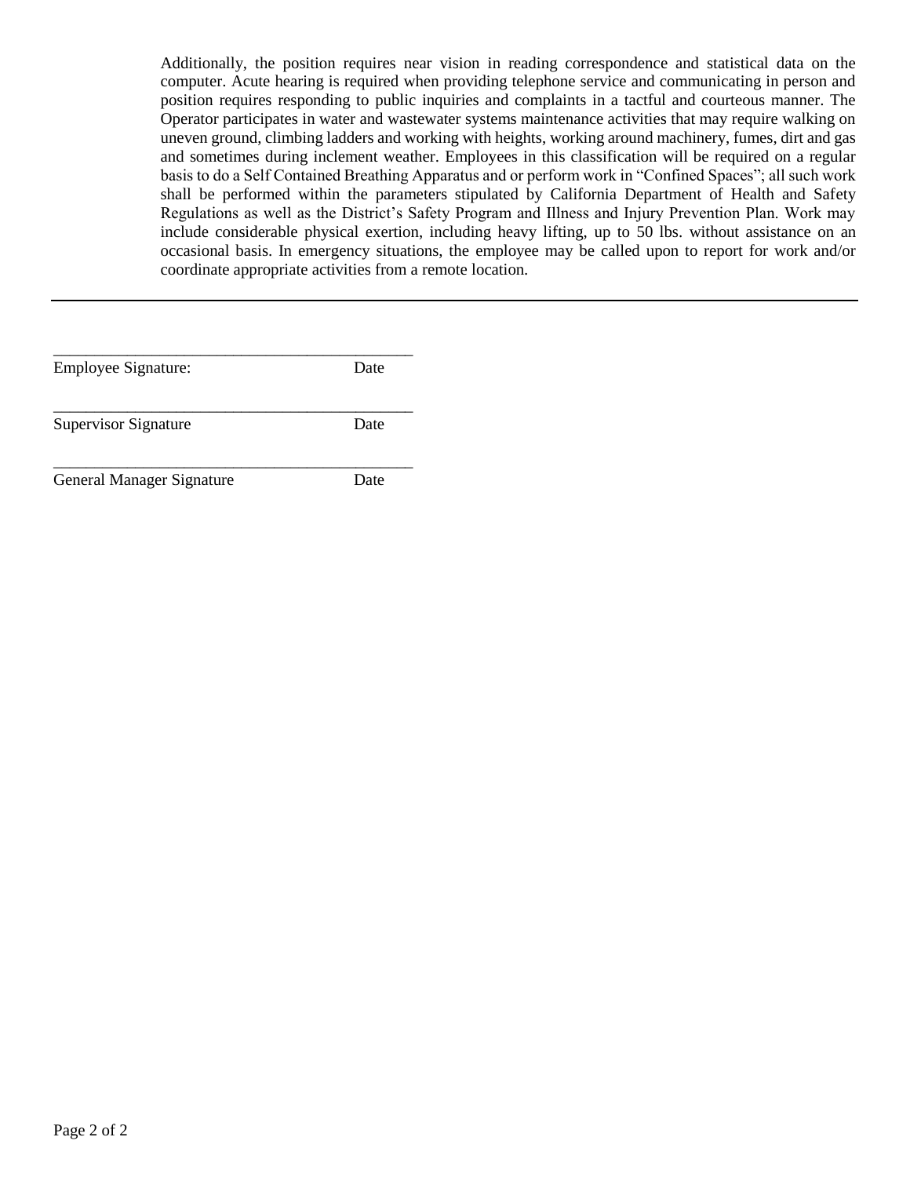Additionally, the position requires near vision in reading correspondence and statistical data on the computer. Acute hearing is required when providing telephone service and communicating in person and position requires responding to public inquiries and complaints in a tactful and courteous manner. The Operator participates in water and wastewater systems maintenance activities that may require walking on uneven ground, climbing ladders and working with heights, working around machinery, fumes, dirt and gas and sometimes during inclement weather. Employees in this classification will be required on a regular basis to do a Self Contained Breathing Apparatus and or perform work in "Confined Spaces"; all such work shall be performed within the parameters stipulated by California Department of Health and Safety Regulations as well as the District's Safety Program and Illness and Injury Prevention Plan. Work may include considerable physical exertion, including heavy lifting, up to 50 lbs. without assistance on an occasional basis. In emergency situations, the employee may be called upon to report for work and/or coordinate appropriate activities from a remote location.

---

\_\_\_\_\_\_\_\_\_\_\_\_\_\_\_\_\_\_\_\_\_\_\_\_\_\_\_\_\_\_\_\_\_\_\_\_\_\_\_\_\_\_\_\_

Employee Signature: Date

\_\_\_\_\_\_\_\_\_\_\_\_\_\_\_\_\_\_\_\_\_\_\_\_\_\_\_\_\_\_\_\_\_\_\_\_\_\_\_\_\_\_\_\_

Supervisor Signature Date

\_\_\_\_\_\_\_\_\_\_\_\_\_\_\_\_\_\_\_\_\_\_\_\_\_\_\_\_\_\_\_\_\_\_\_\_\_\_\_\_\_\_\_\_

General Manager Signature Date